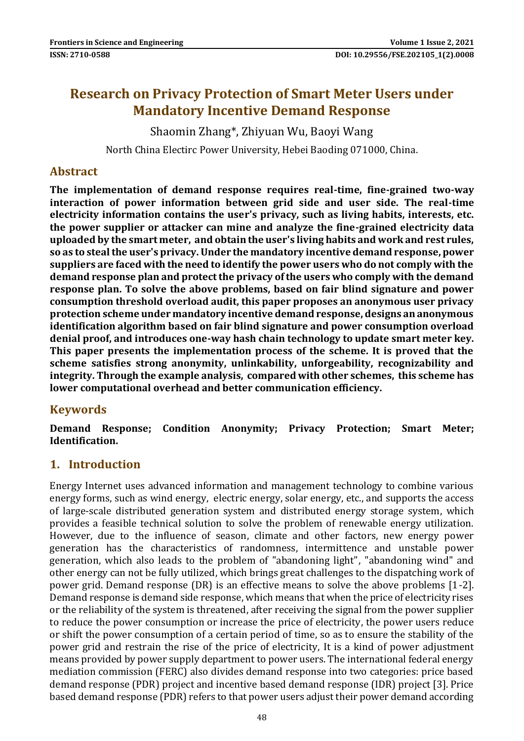# Research on Privacy Protection of Smart Meter Users under Mandatory Incentive Demand Response

Shaomin Zhang*, Zhiyuan Wu, Baoyi Wang

North China Electirc Power University, Hebei Baoding 071000, China.

## Abstract

**The implementation of demand response requires real-time, fine-grained two-way interaction of power information between grid side and user side. The real-time electricity information contains the user's privacy, such as living habits, interests, etc. the power supplier or attacker can mine and analyze the fine-grained electricity data uploaded by the smart meter, and obtain the user's living habits and work and rest rules, so as to steal the user's privacy. Under the mandatory incentive demand response, power suppliers are faced with the need to identify the power users who do not comply with the demand response plan and protect the privacy of the users who comply with the demand response plan. To solve the above problems, based on fair blind signature and power consumption threshold overload audit, this paper proposes an anonymous user privacy protection scheme under mandatory incentive demand response, designs an anonymous identification algorithm based on fair blind signature and power consumption overload denial proof, and introduces one-way hash chain technology to update smart meter key. This paper presents the implementation process of the scheme. It is proved that the scheme satisfies strong anonymity, unlinkability, unforgeability, recognizability and integrity. Through the example analysis, compared with other schemes, this scheme has lower computational overhead and better communication efficiency.**

## Keywords

**Demand Response; Condition Anonymity; Privacy Protection; Smart Meter; Identification.**

## 1. Introduction

Energy Internet uses advanced information and management technology to combine various energy forms, such as wind energy, electric energy, solar energy, etc., and supports the access of large-scale distributed generation system and distributed energy storage system, which provides a feasible technical solution to solve the problem of renewable energy utilization. However, due to the influence of season, climate and other factors, new energy power generation has the characteristics of randomness, intermittence and unstable power generation, which also leads to the problem of "abandoning light", "abandoning wind" and other energy can not be fully utilized, which brings great challenges to the dispatching work of power grid. Demand response (DR) is an effective means to solve the above problems [1-2]. Demand response is demand side response, which means that when the price of electricity rises or the reliability of the system is threatened, after receiving the signal from the power supplier to reduce the power consumption or increase the price of electricity, the power users reduce or shift the power consumption of a certain period of time, so as to ensure the stability of the power grid and restrain the rise of the price of electricity, It is a kind of power adjustment means provided by power supply department to power users. The international federal energy mediation commission (FERC) also divides demand response into two categories: price based demand response (PDR) project and incentive based demand response (IDR) project [3]. Price based demand response (PDR) refers to that power users adjust their power demand according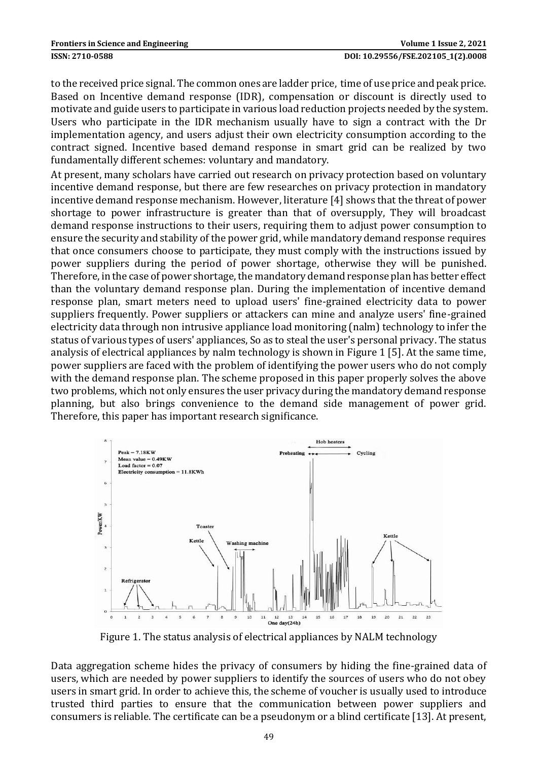to the received price signal. The common ones are ladder price, time of use price and peak price. Based on Incentive demand response (IDR), compensation or discount is directly used to motivate and guide users to participate in various load reduction projects needed by the system. Users who participate in the IDR mechanism usually have to sign a contract with the Dr implementation agency, and users adjust their own electricity consumption according to the contract signed. Incentive based demand response in smart grid can be realized by two fundamentally different schemes: voluntary and mandatory.

At present, many scholars have carried out research on privacy protection based on voluntary incentive demand response, but there are few researches on privacy protection in mandatory incentive demand response mechanism. However, literature [4] shows that the threat of power shortage to power infrastructure is greater than that of oversupply, They will broadcast demand response instructions to their users, requiring them to adjust power consumption to ensure the security and stability of the power grid, while mandatory demand response requires that once consumers choose to participate, they must comply with the instructions issued by power suppliers during the period of power shortage, otherwise they will be punished. Therefore, in the case of power shortage, the mandatory demand response plan has better effect than the voluntary demand response plan. During the implementation of incentive demand response plan, smart meters need to upload users' fine-grained electricity data to power suppliers frequently. Power suppliers or attackers can mine and analyze users' fine-grained electricity data through non intrusive appliance load monitoring (nalm) technology to infer the status of various types of users' appliances, So as to steal the user's personal privacy. The status analysis of electrical appliances by nalm technology is shown in Figure 1 [5]. At the same time, power suppliers are faced with the problem of identifying the power users who do not comply with the demand response plan. The scheme proposed in this paper properly solves the above two problems, which not only ensures the user privacy during the mandatory demand response planning, but also brings convenience to the demand side management of power grid. Therefore, this paper has important research significance.

Figure 1. The status analysis of electrical appliances by NALM technology

Data aggregation scheme hides the privacy of consumers by hiding the fine-grained data of users, which are needed by power suppliers to identify the sources of users who do not obey users in smart grid. In order to achieve this, the scheme of voucher is usually used to introduce trusted third parties to ensure that the communication between power suppliers and consumers is reliable. The certificate can be a pseudonym or a blind certificate [13]. At present,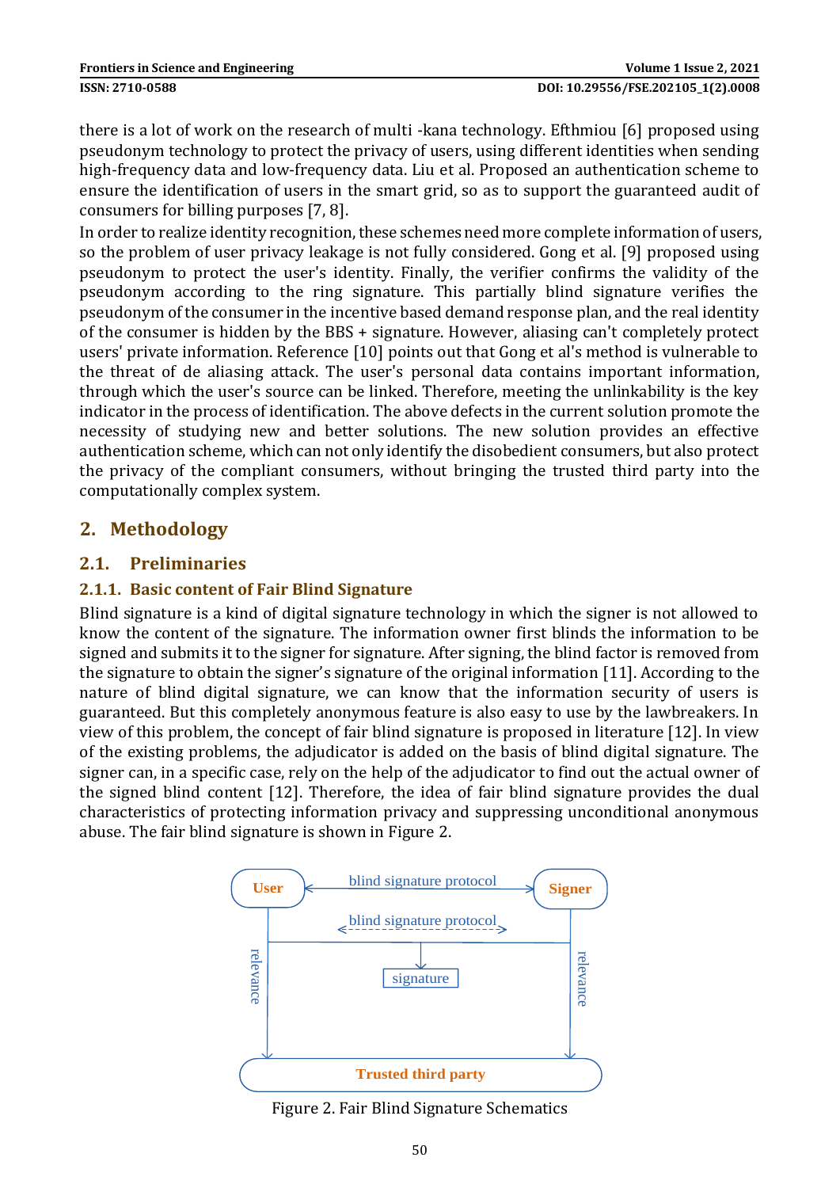there is a lot of work on the research of multi -kana technology. Efthmiou [6] proposed using pseudonym technology to protect the privacy of users, using different identities when sending high-frequency data and low-frequency data. Liu et al. Proposed an authentication scheme to ensure the identification of users in the smart grid, so as to support the guaranteed audit of consumers for billing purposes [7, 8].

In order to realize identity recognition, these schemes need more complete information of users, so the problem of user privacy leakage is not fully considered. Gong et al. [9] proposed using pseudonym to protect the user's identity. Finally, the verifier confirms the validity of the pseudonym according to the ring signature. This partially blind signature verifies the pseudonym of the consumer in the incentive based demand response plan, and the real identity of the consumer is hidden by the BBS + signature. However, aliasing can't completely protect users' private information. Reference [10] points out that Gong et al's method is vulnerable to the threat of de aliasing attack. The user's personal data contains important information, through which the user's source can be linked. Therefore, meeting the unlinkability is the key indicator in the process of identification. The above defects in the current solution promote the necessity of studying new and better solutions. The new solution provides an effective authentication scheme, which can not only identify the disobedient consumers, but also protect the privacy of the compliant consumers, without bringing the trusted third party into the computationally complex system.

## 2. Methodology

### 2.1. Preliminaries

#### 2.1.1. Basic content of Fair Blind Signature

Blind signature is a kind of digital signature technology in which the signer is not allowed to know the content of the signature. The information owner first blinds the information to be signed and submits it to the signer for signature. After signing, the blind factor is removed from the signature to obtain the signer's signature of the original information [11]. According to the nature of blind digital signature, we can know that the information security of users is guaranteed. But this completely anonymous feature is also easy to use by the lawbreakers. In view of this problem, the concept of fair blind signature is proposed in literature [12]. In view of the existing problems, the adjudicator is added on the basis of blind digital signature. The signer can, in a specific case, rely on the help of the adjudicator to find out the actual owner of the signed blind content [12]. Therefore, the idea of fair blind signature provides the dual characteristics of protecting information privacy and suppressing unconditional anonymous abuse. The fair blind signature is shown in Figure 2.

User — blind signature protocol — Signer

blind signature protocol

signature

relevance

relevance

Trusted third party

Figure 2. Fair Blind Signature Schematics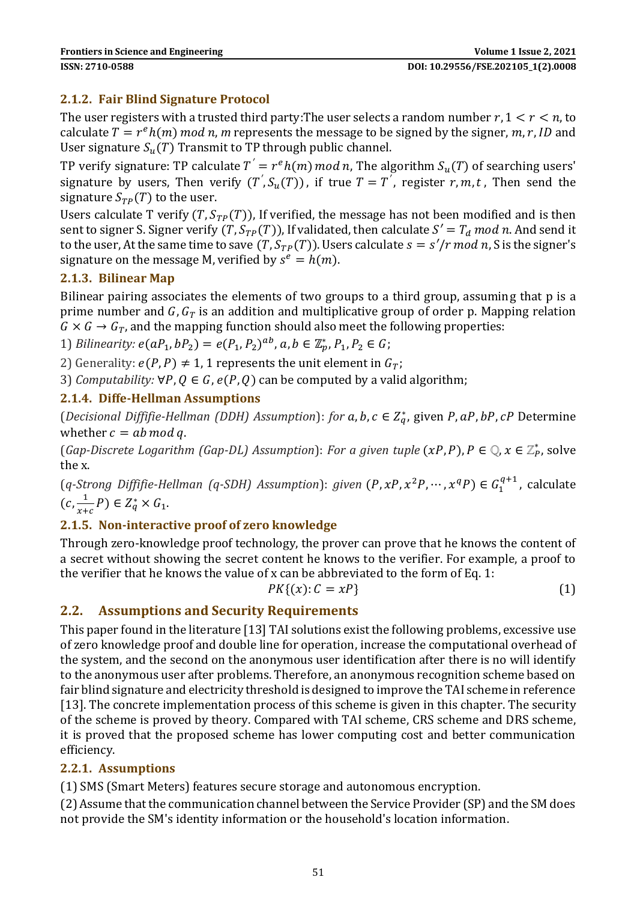### 2.1.2. Fair Blind Signature Protocol

The user registers with a trusted third party:The user selects a random number $r, 1 < r < n$, to calculate $T = r^e h(m) \, mod \, n$, $m$ represents the message to be signed by the signer, $m, r, ID$ and User signature $S_u(T)$ Transmit to TP through public channel.

TP verify signature: TP calculate $T^{'} = r^e h(m) \, mod \, n$, The algorithm $S_u(T)$ of searching users' signature by users, Then verify $(T^{'}, S_u(T))$, if true $T = T^{'}$, register $r, m, t$, Then send the signature $S_{TP}(T)$ to the user.

Users calculate T verify $(T, S_{TP}(T))$, If verified, the message has not been modified and is then sent to signer S. Signer verify $(T, S_{TP}(T))$, If validated, then calculate $S' = T_d \, mod \, n$. And send it to the user, At the same time to save $(T, S_{TP}(T))$. Users calculate $s = s'/r \, mod \, n$, S is the signer's signature on the message M, verified by $s^e = h(m)$.

### 2.1.3. Bilinear Map

Bilinear pairing associates the elements of two groups to a third group, assuming that p is a prime number and $G, G_T$ is an addition and multiplicative group of order p. Mapping relation $G \times G \to G_T$, and the mapping function should also meet the following properties:

1) *Bilinearity:* $e(aP_1, bP_2) = e(P_1, P_2)^{ab}$, $a, b \in \mathbb{Z}_p^*$, $P_1, P_2 \in G$;

2) Generality: $e(P, P) \neq 1$, 1 represents the unit element in $G_T$;

3) *Computability:* $\forall P, Q \in G$, $e(P, Q)$ can be computed by a valid algorithm;

### 2.1.4. Diffe-Hellman Assumptions

(*Decisional Diffifie-Hellman (DDH) Assumption*): *for* $a, b, c \in Z_q^*$, given $P, aP, bP, cP$ Determine whether $c = ab \, mod \, q$.

(*Gap-Discrete Logarithm (Gap-DL) Assumption*): *For a given tuple* $(xP, P)$, $P \in \mathbb{Q}$, $x \in \mathbb{Z}_P^*$, solve the x.

(*q-Strong Diffifie-Hellman (q-SDH) Assumption*): *given* $(P, xP, x^2P, \cdots, x^qP) \in G_1^{q+1}$, calculate $(c, \frac{1}{x+c}P) \in Z_q^* \times G_1$.

### 2.1.5. Non-interactive proof of zero knowledge

Through zero-knowledge proof technology, the prover can prove that he knows the content of a secret without showing the secret content he knows to the verifier. For example, a proof to the verifier that he knows the value of x can be abbreviated to the form of Eq. 1:

$$PK\{(x): C = xP\} \tag{1}$$

## 2.2. Assumptions and Security Requirements

This paper found in the literature [13] TAI solutions exist the following problems, excessive use of zero knowledge proof and double line for operation, increase the computational overhead of the system, and the second on the anonymous user identification after there is no will identify to the anonymous user after problems. Therefore, an anonymous recognition scheme based on fair blind signature and electricity threshold is designed to improve the TAI scheme in reference [13]. The concrete implementation process of this scheme is given in this chapter. The security of the scheme is proved by theory. Compared with TAI scheme, CRS scheme and DRS scheme, it is proved that the proposed scheme has lower computing cost and better communication efficiency.

### 2.2.1. Assumptions

(1) SMS (Smart Meters) features secure storage and autonomous encryption.

(2) Assume that the communication channel between the Service Provider (SP) and the SM does not provide the SM's identity information or the household's location information.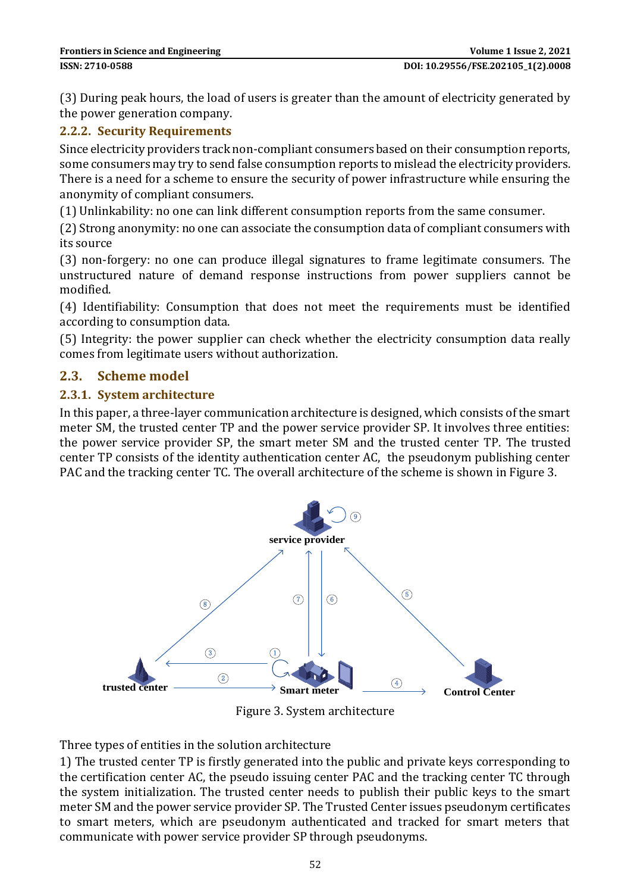(3) During peak hours, the load of users is greater than the amount of electricity generated by the power generation company.

### 2.2.2. Security Requirements

Since electricity providers track non-compliant consumers based on their consumption reports, some consumers may try to send false consumption reports to mislead the electricity providers. There is a need for a scheme to ensure the security of power infrastructure while ensuring the anonymity of compliant consumers.

(1) Unlinkability: no one can link different consumption reports from the same consumer.

(2) Strong anonymity: no one can associate the consumption data of compliant consumers with its source

(3) non-forgery: no one can produce illegal signatures to frame legitimate consumers. The unstructured nature of demand response instructions from power suppliers cannot be modified.

(4) Identifiability: Consumption that does not meet the requirements must be identified according to consumption data.

(5) Integrity: the power supplier can check whether the electricity consumption data really comes from legitimate users without authorization.

## 2.3. Scheme model

### 2.3.1. System architecture

In this paper, a three-layer communication architecture is designed, which consists of the smart meter SM, the trusted center TP and the power service provider SP. It involves three entities: the power service provider SP, the smart meter SM and the trusted center TP. The trusted center TP consists of the identity authentication center AC, the pseudonym publishing center PAC and the tracking center TC. The overall architecture of the scheme is shown in Figure 3.

Figure 3. System architecture

Three types of entities in the solution architecture

1) The trusted center TP is firstly generated into the public and private keys corresponding to the certification center AC, the pseudo issuing center PAC and the tracking center TC through the system initialization. The trusted center needs to publish their public keys to the smart meter SM and the power service provider SP. The Trusted Center issues pseudonym certificates to smart meters, which are pseudonym authenticated and tracked for smart meters that communicate with power service provider SP through pseudonyms.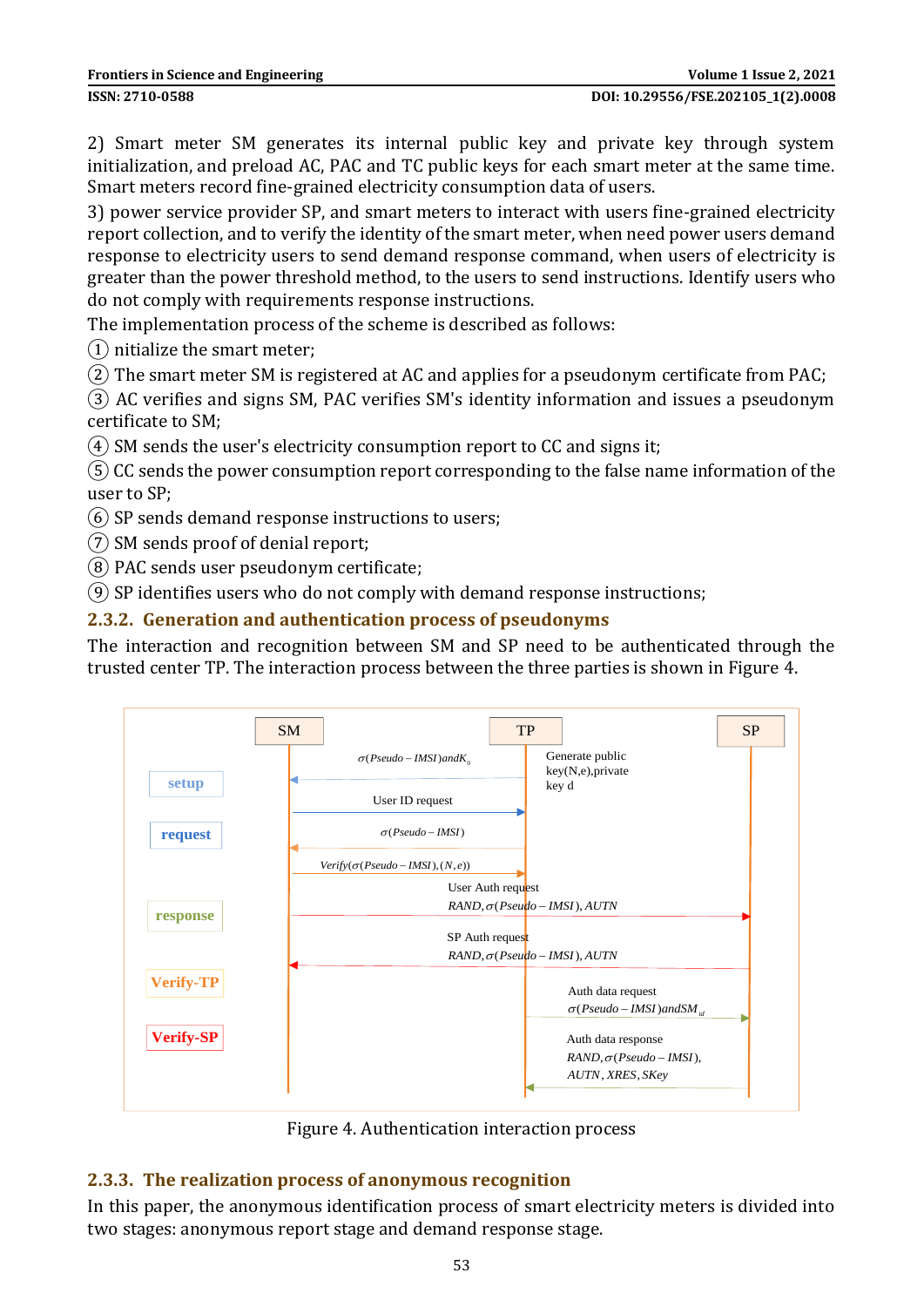2) Smart meter SM generates its internal public key and private key through system initialization, and preload AC, PAC and TC public keys for each smart meter at the same time. Smart meters record fine-grained electricity consumption data of users.

3) power service provider SP, and smart meters to interact with users fine-grained electricity report collection, and to verify the identity of the smart meter, when need power users demand response to electricity users to send demand response command, when users of electricity is greater than the power threshold method, to the users to send instructions. Identify users who do not comply with requirements response instructions.

The implementation process of the scheme is described as follows:

① nitialize the smart meter;

② The smart meter SM is registered at AC and applies for a pseudonym certificate from PAC;

③ AC verifies and signs SM, PAC verifies SM's identity information and issues a pseudonym certificate to SM;

④ SM sends the user's electricity consumption report to CC and signs it;

⑤ CC sends the power consumption report corresponding to the false name information of the user to SP;

⑥ SP sends demand response instructions to users;

⑦ SM sends proof of denial report;

⑧ PAC sends user pseudonym certificate;

⑨ SP identifies users who do not comply with demand response instructions;

### 2.3.2. Generation and authentication process of pseudonyms

The interaction and recognition between SM and SP need to be authenticated through the trusted center TP. The interaction process between the three parties is shown in Figure 4.

Figure 4. Authentication interaction process

### 2.3.3. The realization process of anonymous recognition

In this paper, the anonymous identification process of smart electricity meters is divided into two stages: anonymous report stage and demand response stage.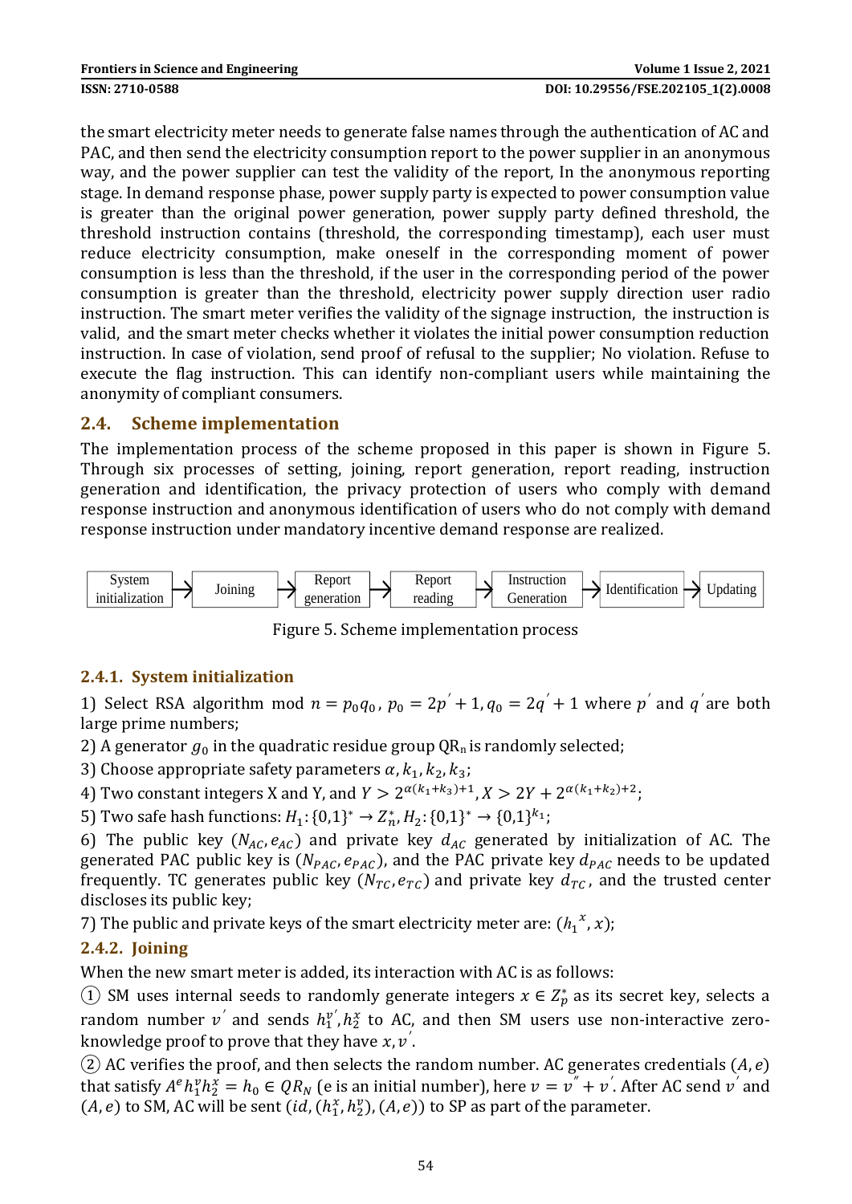the smart electricity meter needs to generate false names through the authentication of AC and PAC, and then send the electricity consumption report to the power supplier in an anonymous way, and the power supplier can test the validity of the report, In the anonymous reporting stage. In demand response phase, power supply party is expected to power consumption value is greater than the original power generation, power supply party defined threshold, the threshold instruction contains (threshold, the corresponding timestamp), each user must reduce electricity consumption, make oneself in the corresponding moment of power consumption is less than the threshold, if the user in the corresponding period of the power consumption is greater than the threshold, electricity power supply direction user radio instruction. The smart meter verifies the validity of the signage instruction, the instruction is valid, and the smart meter checks whether it violates the initial power consumption reduction instruction. In case of violation, send proof of refusal to the supplier; No violation. Refuse to execute the flag instruction. This can identify non-compliant users while maintaining the anonymity of compliant consumers.

## 2.4. Scheme implementation

The implementation process of the scheme proposed in this paper is shown in Figure 5. Through six processes of setting, joining, report generation, report reading, instruction generation and identification, the privacy protection of users who comply with demand response instruction and anonymous identification of users who do not comply with demand response instruction under mandatory incentive demand response are realized.

System initialization → Joining → Report generation → Report reading → Instruction Generation → Identification → Updating

Figure 5. Scheme implementation process

### 2.4.1. System initialization

1) Select RSA algorithm mod $n = p_0 q_0$, $p_0 = 2p^{'} + 1, q_0 = 2q^{'} + 1$ where $p^{'}$ and $q^{'}$ are both large prime numbers;

2) A generator $g_0$ in the quadratic residue group $QR_n$ is randomly selected;

3) Choose appropriate safety parameters $\alpha, k_1, k_2, k_3$;

4) Two constant integers X and Y, and $Y > 2^{\alpha(k_1+k_3)+1}, X > 2Y + 2^{\alpha(k_1+k_2)+2}$;

5) Two safe hash functions: $H_1\colon \{0,1\}^* \to Z_n^*, H_2\colon \{0,1\}^* \to \{0,1\}^{k_1}$;

6) The public key $(N_{AC}, e_{AC})$ and private key $d_{AC}$ generated by initialization of AC. The generated PAC public key is $(N_{PAC}, e_{PAC})$, and the PAC private key $d_{PAC}$ needs to be updated frequently. TC generates public key $(N_{TC}, e_{TC})$ and private key $d_{TC}$, and the trusted center discloses its public key;

7) The public and private keys of the smart electricity meter are: $({h_1}^x, x)$;

### 2.4.2. Joining

When the new smart meter is added, its interaction with AC is as follows:

① SM uses internal seeds to randomly generate integers $x \in Z_p^*$ as its secret key, selects a random number $v^{'}$ and sends $h_1^{v^{'}}, h_2^x$ to AC, and then SM users use non-interactive zero-knowledge proof to prove that they have $x, v^{'}$.

② AC verifies the proof, and then selects the random number. AC generates credentials $(A, e)$ that satisfy $A^e h_1^v h_2^x = h_0 \in QR_N$ (e is an initial number), here $v = v^{''} + v^{'}$. After AC send $v^{'}$ and $(A, e)$ to SM, AC will be sent $(id, (h_1^x, h_2^v), (A, e))$ to SP as part of the parameter.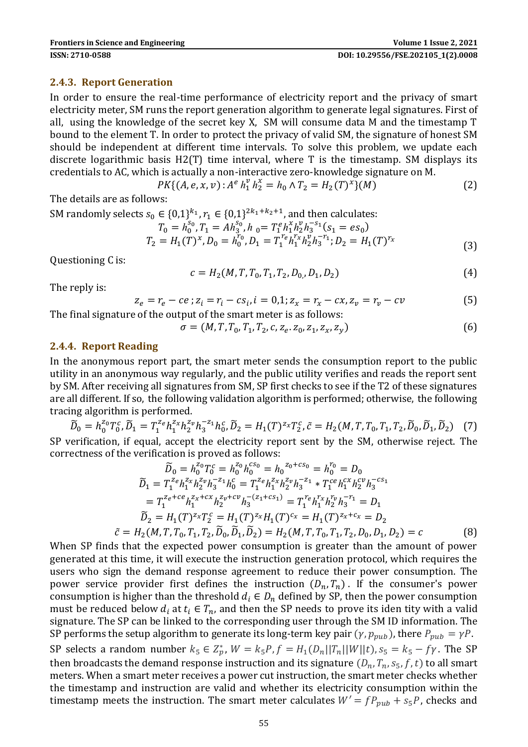### 2.4.3. Report Generation

In order to ensure the real-time performance of electricity report and the privacy of smart electricity meter, SM runs the report generation algorithm to generate legal signatures. First of all, using the knowledge of the secret key X, SM will consume data M and the timestamp T bound to the element T. In order to protect the privacy of valid SM, the signature of honest SM should be independent at different time intervals. To solve this problem, we update each discrete logarithmic basis H2(T) time interval, where T is the timestamp. SM displays its credentials to AC, which is actually a non-interactive zero-knowledge signature on M.

$$PK\{(A,e,x,v): A^e h_1^v h_2^x = h_0 \wedge T_2 = H_2(T)^x\}(M) \tag{2}$$

The details are as follows:

SM randomly selects $s_0 \in \{0,1\}^{k_1}, r_1 \in \{0,1\}^{2k_1+k_2+1}$, and then calculates:

$$T_0 = h_0^{s_0}, T_1 = Ah_3^{s_0}, h_0 = T_1^e h_1^x h_2^v h_3^{-s_1}(s_1 = es_0)$$
$$T_2 = H_1(T)^x, D_0 = h_0^{r_0}, D_1 = T_1^{r_e} h_1^{r_x} h_2^v h_3^{-r_1}; D_2 = H_1(T)^{r_x} \tag{3}$$

Questioning C is:

$$c = H_2(M, T, T_0, T_1, T_2, D_{0,}, D_1, D_2) \tag{4}$$

The reply is:

$$z_e = r_e - ce\,; z_i = r_i - cs_i, i = 0,1; z_x = r_x - cx, z_v = r_v - cv \tag{5}$$

The final signature of the output of the smart meter is as follows:

$$\sigma = (M, T, T_0, T_1, T_2, c, z_e. z_0, z_1, z_x, z_y) \tag{6}$$

### 2.4.4. Report Reading

In the anonymous report part, the smart meter sends the consumption report to the public utility in an anonymous way regularly, and the public utility verifies and reads the report sent by SM. After receiving all signatures from SM, SP first checks to see if the T2 of these signatures are all different. If so, the following validation algorithm is performed; otherwise, the following tracing algorithm is performed.

$$\widetilde{D}_0 = h_0^{z_0} T_0^c, \widetilde{D}_1 = T_1^{z_e} h_1^{z_x} h_2^{z_v} h_3^{-z_1} h_0^c, \widetilde{D}_2 = H_1(T)^{z_x} T_2^c, \tilde{c} = H_2(M, T, T_0, T_1, T_2, \widetilde{D}_0, \widetilde{D}_1, \widetilde{D}_2) \tag{7}$$

SP verification, if equal, accept the electricity report sent by the SM, otherwise reject. The correctness of the verification is proved as follows:

$$\widetilde{D}_0 = h_0^{z_0} T_0^c = h_0^{z_0} h_0^{cs_0} = h_0^{\,z_0 + cs_0} = h_0^{r_0} = D_0$$
$$\widetilde{D}_1 = T_1^{z_e} h_1^{z_x} h_2^{z_v} h_3^{-z_1} h_0^c = T_1^{z_e} h_1^{z_x} h_2^{z_v} h_3^{-z_1} * T_1^{ce} h_1^{cx} h_2^{cv} h_3^{-cs_1}$$
$$= T_1^{z_e+ce} h_1^{z_x+cx} h_2^{z_v+cv} h_3^{-(z_1+cs_1)} = T_1^{r_e} h_1^{r_x} h_2^{r_v} h_3^{-r_1} = D_1$$
$$\widetilde{D}_2 = H_1(T)^{z_x} T_2^c = H_1(T)^{z_x} H_1(T)^{c_x} = H_1(T)^{z_x+c_x} = D_2$$
$$\tilde{c} = H_2(M, T, T_0, T_1, T_2, \widetilde{D}_0, \widetilde{D}_1, \widetilde{D}_2) = H_2(M, T, T_0, T_1, T_2, D_0, D_1, D_2) = c \tag{8}$$

When SP finds that the expected power consumption is greater than the amount of power generated at this time, it will execute the instruction generation protocol, which requires the users who sign the demand response agreement to reduce their power consumption. The power service provider first defines the instruction $(D_n, T_n)$. If the consumer's power consumption is higher than the threshold $d_i \in D_n$ defined by SP, then the power consumption must be reduced below $d_i$ at $t_i \in T_n$, and then the SP needs to prove its iden tity with a valid signature. The SP can be linked to the corresponding user through the SM ID information. The SP performs the setup algorithm to generate its long-term key pair $(\gamma, p_{pub})$, there $P_{pub} = \gamma P$.

SP selects a random number $k_5 \in Z_p^*$, $W = k_5 P, f = H_1(D_n||T_n||W||t), s_5 = k_5 - f\gamma$. The SP then broadcasts the demand response instruction and its signature $(D_n, T_n, s_5, f, t)$ to all smart meters. When a smart meter receives a power cut instruction, the smart meter checks whether the timestamp and instruction are valid and whether its electricity consumption within the timestamp meets the instruction. The smart meter calculates $W' = fP_{pub} + s_5 P$, checks and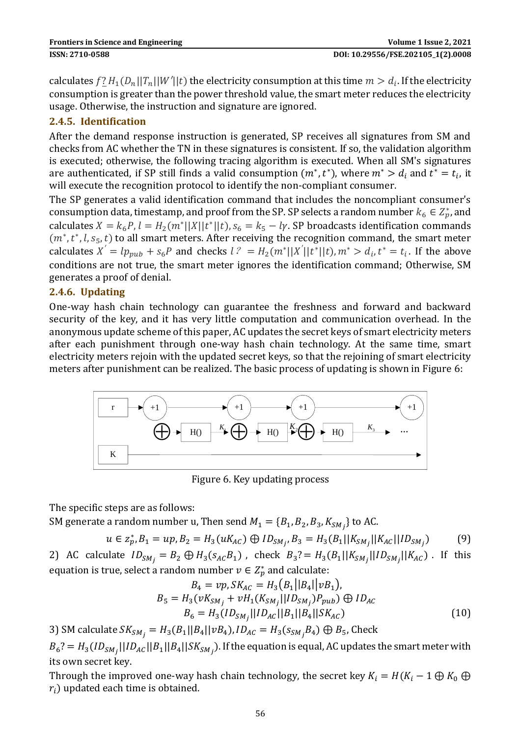calculates $f \overset{?}{=} H_1(D_n||T_n||W'||t)$ the electricity consumption at this time $m > d_i$. If the electricity consumption is greater than the power threshold value, the smart meter reduces the electricity usage. Otherwise, the instruction and signature are ignored.

### 2.4.5. Identification

After the demand response instruction is generated, SP receives all signatures from SM and checks from AC whether the TN in these signatures is consistent. If so, the validation algorithm is executed; otherwise, the following tracing algorithm is executed. When all SM's signatures are authenticated, if SP still finds a valid consumption $(m^*, t^*)$, where $m^* > d_i$ and $t^* = t_i$, it will execute the recognition protocol to identify the non-compliant consumer.

The SP generates a valid identification command that includes the noncompliant consumer's consumption data, timestamp, and proof from the SP. SP selects a random number $k_6 \in Z_p^*$, and calculates $X = k_6 P, l = H_2(m^*||X||t^*||t), s_6 = k_5 - l\gamma$. SP broadcasts identification commands $(m^*, t^*, l, s_5, t)$ to all smart meters. After receiving the recognition command, the smart meter calculates $X' = lp_{pub} + s_6 P$ and checks $l \overset{?}{=} H_2(m^*||X'||t^*||t), m^* > d_i, t^* = t_i$. If the above conditions are not true, the smart meter ignores the identification command; Otherwise, SM generates a proof of denial.

### 2.4.6. Updating

One-way hash chain technology can guarantee the freshness and forward and backward security of the key, and it has very little computation and communication overhead. In the anonymous update scheme of this paper, AC updates the secret keys of smart electricity meters after each punishment through one-way hash chain technology. At the same time, smart electricity meters rejoin with the updated secret keys, so that the rejoining of smart electricity meters after punishment can be realized. The basic process of updating is shown in Figure 6:

Figure 6. Key updating process

The specific steps are as follows:

SM generate a random number u, Then send $M_1 = \{B_1, B_2, B_3, K_{SM_j}\}$ to AC.

$$u \in z_p^*, B_1 = up, B_2 = H_3(uK_{AC}) \oplus ID_{SM_j}, B_3 = H_3(B_1||K_{SM_j}||K_{AC}||ID_{SM_j}) \tag{9}$$

2) AC calculate $ID_{SM_j} = B_2 \oplus H_3(s_{AC}B_1)$, check $B_3 \overset{?}{=} H_3(B_1||K_{SM_j}||ID_{SM_j}||K_{AC})$. If this equation is true, select a random number $v \in Z_p^*$ and calculate:

$$\begin{gathered} B_4 = vp, SK_{AC} = H_3(B_1||B_4||vB_1), \\ B_5 = H_3(vK_{SM_j} + vH_1(K_{SM_j}||ID_{SM_j})P_{pub}) \oplus ID_{AC} \\ B_6 = H_3(ID_{SM_j}||ID_{AC}||B_1||B_4||SK_{AC}) \end{gathered} \tag{10}$$

3) SM calculate $SK_{SM_j} = H_3(B_1||B_4||vB_4), ID_{AC} = H_3(s_{SM_j}B_4) \oplus B_5$, Check $B_6 \overset{?}{=} H_3(ID_{SM_j}||ID_{AC}||B_1||B_4||SK_{SM_j})$. If the equation is equal, AC updates the smart meter with its own secret key.

Through the improved one-way hash chain technology, the secret key $K_i = H(K_i - 1 \oplus K_0 \oplus r_i)$ updated each time is obtained.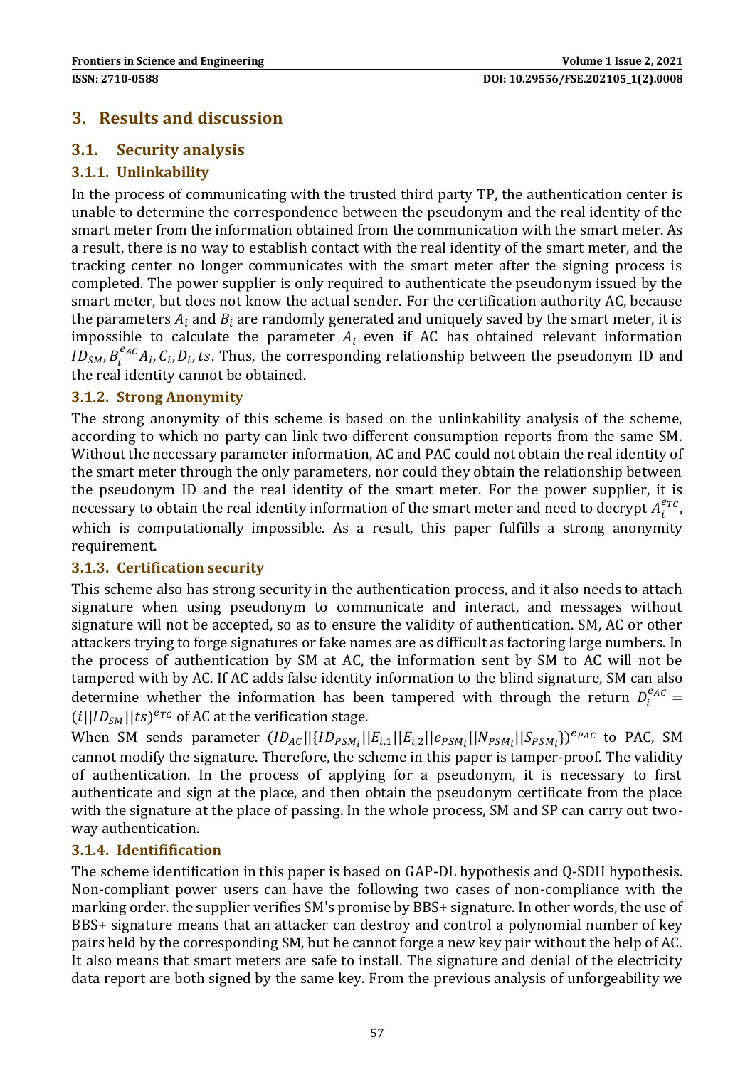## 3. Results and discussion

### 3.1. Security analysis

#### 3.1.1. Unlinkability

In the process of communicating with the trusted third party TP, the authentication center is unable to determine the correspondence between the pseudonym and the real identity of the smart meter from the information obtained from the communication with the smart meter. As a result, there is no way to establish contact with the real identity of the smart meter, and the tracking center no longer communicates with the smart meter after the signing process is completed. The power supplier is only required to authenticate the pseudonym issued by the smart meter, but does not know the actual sender. For the certification authority AC, because the parameters $A_i$ and $B_i$ are randomly generated and uniquely saved by the smart meter, it is impossible to calculate the parameter $A_i$ even if AC has obtained relevant information $ID_{SM}, B_i^{e_{AC}}A_i, C_i, D_i, ts$. Thus, the corresponding relationship between the pseudonym ID and the real identity cannot be obtained.

#### 3.1.2. Strong Anonymity

The strong anonymity of this scheme is based on the unlinkability analysis of the scheme, according to which no party can link two different consumption reports from the same SM. Without the necessary parameter information, AC and PAC could not obtain the real identity of the smart meter through the only parameters, nor could they obtain the relationship between the pseudonym ID and the real identity of the smart meter. For the power supplier, it is necessary to obtain the real identity information of the smart meter and need to decrypt $A_i^{e_{TC}}$, which is computationally impossible. As a result, this paper fulfills a strong anonymity requirement.

#### 3.1.3. Certification security

This scheme also has strong security in the authentication process, and it also needs to attach signature when using pseudonym to communicate and interact, and messages without signature will not be accepted, so as to ensure the validity of authentication. SM, AC or other attackers trying to forge signatures or fake names are as difficult as factoring large numbers. In the process of authentication by SM at AC, the information sent by SM to AC will not be tampered with by AC. If AC adds false identity information to the blind signature, SM can also determine whether the information has been tampered with through the return $D_i^{e_{AC}} = (i||ID_{SM}||ts)^{e_{TC}}$ of AC at the verification stage.

When SM sends parameter $(ID_{AC}||\{ID_{PSM_i}||E_{i,1}||E_{i,2}||e_{PSM_i}||N_{PSM_i}||S_{PSM_i}\})^{e_{PAC}}$ to PAC, SM cannot modify the signature. Therefore, the scheme in this paper is tamper-proof. The validity of authentication. In the process of applying for a pseudonym, it is necessary to first authenticate and sign at the place, and then obtain the pseudonym certificate from the place with the signature at the place of passing. In the whole process, SM and SP can carry out two-way authentication.

#### 3.1.4. Identifification

The scheme identification in this paper is based on GAP-DL hypothesis and Q-SDH hypothesis. Non-compliant power users can have the following two cases of non-compliance with the marking order. the supplier verifies SM's promise by BBS+ signature. In other words, the use of BBS+ signature means that an attacker can destroy and control a polynomial number of key pairs held by the corresponding SM, but he cannot forge a new key pair without the help of AC. It also means that smart meters are safe to install. The signature and denial of the electricity data report are both signed by the same key. From the previous analysis of unforgeability we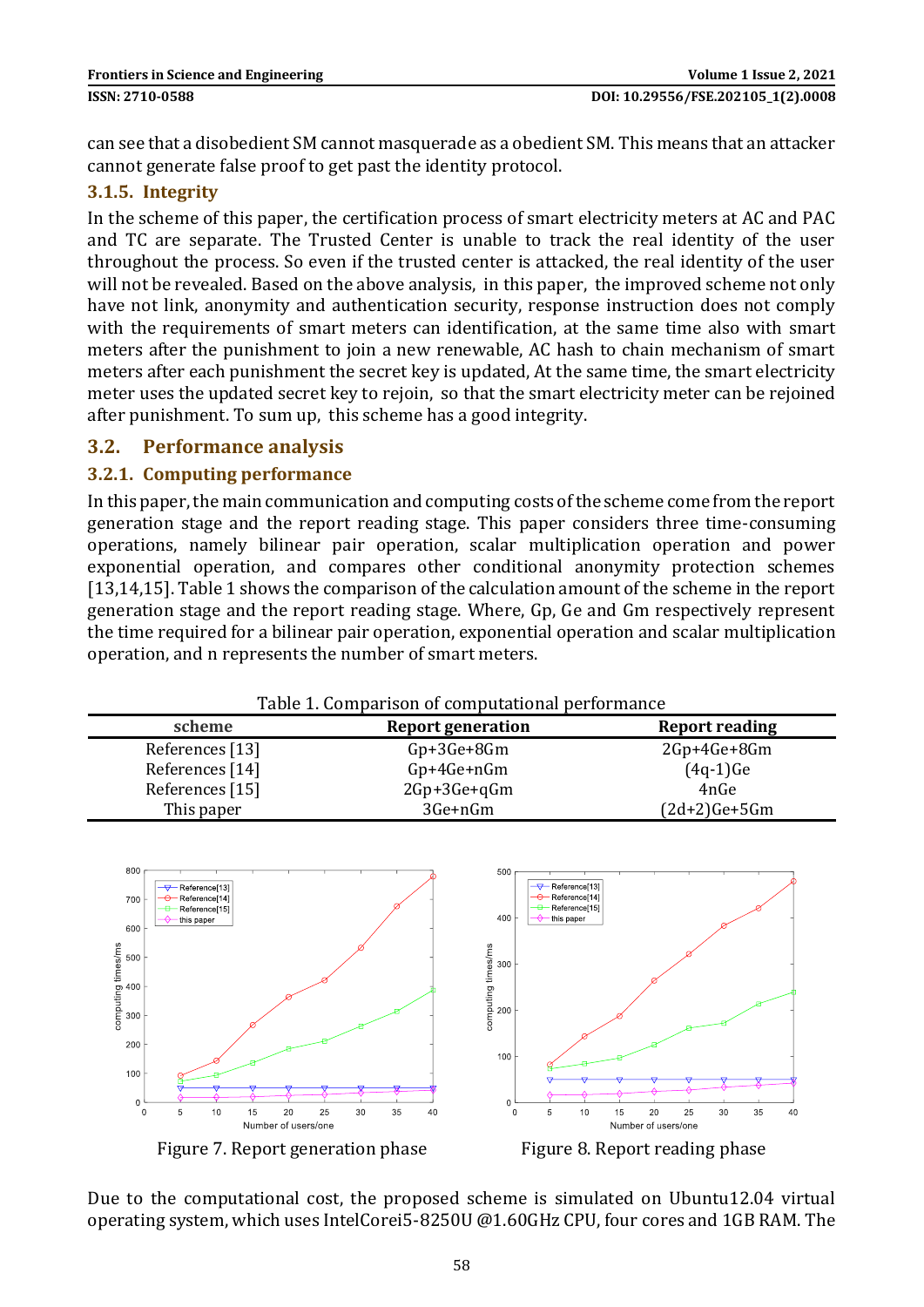can see that a disobedient SM cannot masquerade as a obedient SM. This means that an attacker cannot generate false proof to get past the identity protocol.

### 3.1.5. Integrity

In the scheme of this paper, the certification process of smart electricity meters at AC and PAC and TC are separate. The Trusted Center is unable to track the real identity of the user throughout the process. So even if the trusted center is attacked, the real identity of the user will not be revealed. Based on the above analysis, in this paper, the improved scheme not only have not link, anonymity and authentication security, response instruction does not comply with the requirements of smart meters can identification, at the same time also with smart meters after the punishment to join a new renewable, AC hash to chain mechanism of smart meters after each punishment the secret key is updated, At the same time, the smart electricity meter uses the updated secret key to rejoin, so that the smart electricity meter can be rejoined after punishment. To sum up, this scheme has a good integrity.

## 3.2. Performance analysis

### 3.2.1. Computing performance

In this paper, the main communication and computing costs of the scheme come from the report generation stage and the report reading stage. This paper considers three time-consuming operations, namely bilinear pair operation, scalar multiplication operation and power exponential operation, and compares other conditional anonymity protection schemes [13,14,15]. Table 1 shows the comparison of the calculation amount of the scheme in the report generation stage and the report reading stage. Where, Gp, Ge and Gm respectively represent the time required for a bilinear pair operation, exponential operation and scalar multiplication operation, and n represents the number of smart meters.

Table 1. Comparison of computational performance

| scheme | Report generation | Report reading |
|---|---|---|
| References [13] | Gp+3Ge+8Gm | 2Gp+4Ge+8Gm |
| References [14] | Gp+4Ge+nGm | (4q-1)Ge |
| References [15] | 2Gp+3Ge+qGm | 4nGe |
| This paper | 3Ge+nGm | (2d+2)Ge+5Gm |

Figure 7. Report generation phase

Figure 8. Report reading phase

Due to the computational cost, the proposed scheme is simulated on Ubuntu12.04 virtual operating system, which uses IntelCorei5-8250U @1.60GHz CPU, four cores and 1GB RAM. The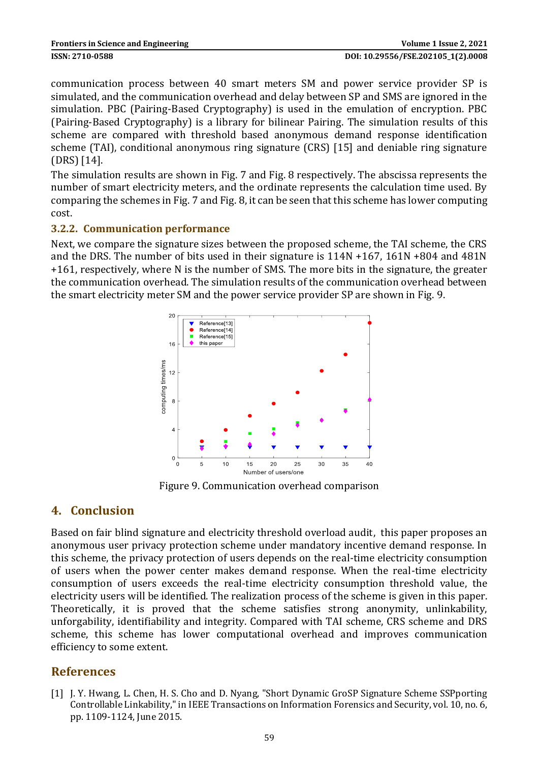communication process between 40 smart meters SM and power service provider SP is simulated, and the communication overhead and delay between SP and SMS are ignored in the simulation. PBC (Pairing-Based Cryptography) is used in the emulation of encryption. PBC (Pairing-Based Cryptography) is a library for bilinear Pairing. The simulation results of this scheme are compared with threshold based anonymous demand response identification scheme (TAI), conditional anonymous ring signature (CRS) [15] and deniable ring signature (DRS) [14].

The simulation results are shown in Fig. 7 and Fig. 8 respectively. The abscissa represents the number of smart electricity meters, and the ordinate represents the calculation time used. By comparing the schemes in Fig. 7 and Fig. 8, it can be seen that this scheme has lower computing cost.

### 3.2.2. Communication performance

Next, we compare the signature sizes between the proposed scheme, the TAI scheme, the CRS and the DRS. The number of bits used in their signature is 114N +167, 161N +804 and 481N +161, respectively, where N is the number of SMS. The more bits in the signature, the greater the communication overhead. The simulation results of the communication overhead between the smart electricity meter SM and the power service provider SP are shown in Fig. 9.

Figure 9. Communication overhead comparison

## 4. Conclusion

Based on fair blind signature and electricity threshold overload audit, this paper proposes an anonymous user privacy protection scheme under mandatory incentive demand response. In this scheme, the privacy protection of users depends on the real-time electricity consumption of users when the power center makes demand response. When the real-time electricity consumption of users exceeds the real-time electricity consumption threshold value, the electricity users will be identified. The realization process of the scheme is given in this paper. Theoretically, it is proved that the scheme satisfies strong anonymity, unlinkability, unforgability, identifiability and integrity. Compared with TAI scheme, CRS scheme and DRS scheme, this scheme has lower computational overhead and improves communication efficiency to some extent.

## References

[1] J. Y. Hwang, L. Chen, H. S. Cho and D. Nyang, "Short Dynamic GroSP Signature Scheme SSPporting Controllable Linkability," in IEEE Transactions on Information Forensics and Security, vol. 10, no. 6, pp. 1109-1124, June 2015.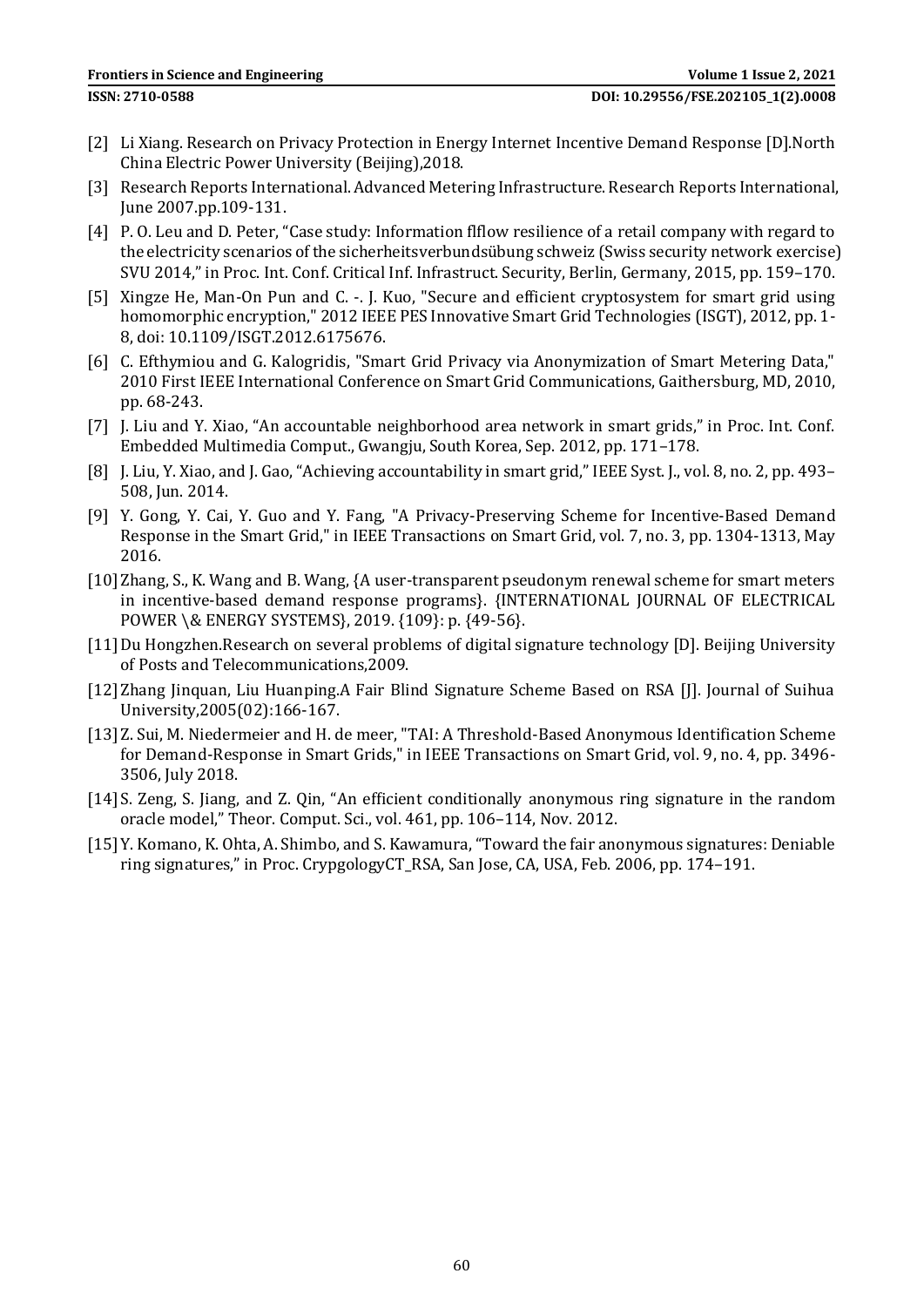[2] Li Xiang. Research on Privacy Protection in Energy Internet Incentive Demand Response [D].North China Electric Power University (Beijing),2018.

[3] Research Reports International. Advanced Metering Infrastructure. Research Reports International, June 2007.pp.109-131.

[4] P. O. Leu and D. Peter, "Case study: Information flflow resilience of a retail company with regard to the electricity scenarios of the sicherheitsverbundsübung schweiz (Swiss security network exercise) SVU 2014," in Proc. Int. Conf. Critical Inf. Infrastruct. Security, Berlin, Germany, 2015, pp. 159–170.

[5] Xingze He, Man-On Pun and C. -. J. Kuo, "Secure and efficient cryptosystem for smart grid using homomorphic encryption," 2012 IEEE PES Innovative Smart Grid Technologies (ISGT), 2012, pp. 1-8, doi: 10.1109/ISGT.2012.6175676.

[6] C. Efthymiou and G. Kalogridis, "Smart Grid Privacy via Anonymization of Smart Metering Data," 2010 First IEEE International Conference on Smart Grid Communications, Gaithersburg, MD, 2010, pp. 68-243.

[7] J. Liu and Y. Xiao, "An accountable neighborhood area network in smart grids," in Proc. Int. Conf. Embedded Multimedia Comput., Gwangju, South Korea, Sep. 2012, pp. 171–178.

[8] J. Liu, Y. Xiao, and J. Gao, "Achieving accountability in smart grid," IEEE Syst. J., vol. 8, no. 2, pp. 493–508, Jun. 2014.

[9] Y. Gong, Y. Cai, Y. Guo and Y. Fang, "A Privacy-Preserving Scheme for Incentive-Based Demand Response in the Smart Grid," in IEEE Transactions on Smart Grid, vol. 7, no. 3, pp. 1304-1313, May 2016.

[10] Zhang, S., K. Wang and B. Wang, {A user-transparent pseudonym renewal scheme for smart meters in incentive-based demand response programs}. {INTERNATIONAL JOURNAL OF ELECTRICAL POWER \& ENERGY SYSTEMS}, 2019. {109}: p. {49-56}.

[11] Du Hongzhen.Research on several problems of digital signature technology [D]. Beijing University of Posts and Telecommunications,2009.

[12] Zhang Jinquan, Liu Huanping.A Fair Blind Signature Scheme Based on RSA [J]. Journal of Suihua University,2005(02):166-167.

[13] Z. Sui, M. Niedermeier and H. de meer, "TAI: A Threshold-Based Anonymous Identification Scheme for Demand-Response in Smart Grids," in IEEE Transactions on Smart Grid, vol. 9, no. 4, pp. 3496-3506, July 2018.

[14] S. Zeng, S. Jiang, and Z. Qin, "An efficient conditionally anonymous ring signature in the random oracle model," Theor. Comput. Sci., vol. 461, pp. 106–114, Nov. 2012.

[15] Y. Komano, K. Ohta, A. Shimbo, and S. Kawamura, "Toward the fair anonymous signatures: Deniable ring signatures," in Proc. CrypgologyCT_RSA, San Jose, CA, USA, Feb. 2006, pp. 174–191.